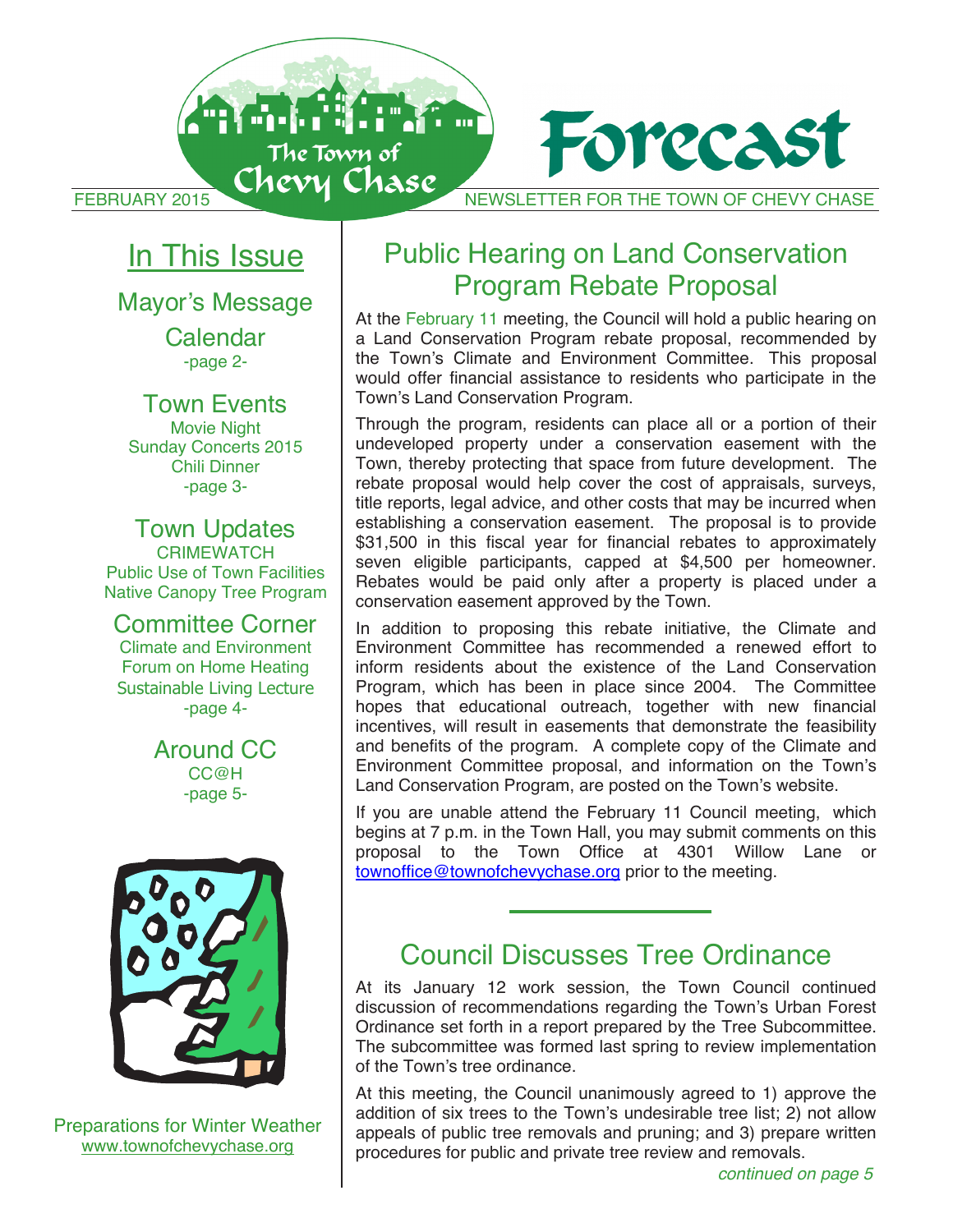# Forecast

FEBRUARY 2015

The Town of Chevy Chase

NEWSLETTER FOR THE TOWN OF CHEVY CHASE

## In This Issue

Mayor's Message

Calendar
-page 2-

Town Events
Movie Night
Sunday Concerts 2015
Chili Dinner
-page 3-

Town Updates
CRIMEWATCH
Public Use of Town Facilities
Native Canopy Tree Program

Committee Corner
Climate and Environment
Forum on Home Heating
Sustainable Living Lecture
-page 4-

Around CC
CC@H
-page 5-

Preparations for Winter Weather
www.townofchevychase.org

## Public Hearing on Land Conservation Program Rebate Proposal

At the February 11 meeting, the Council will hold a public hearing on a Land Conservation Program rebate proposal, recommended by the Town's Climate and Environment Committee. This proposal would offer financial assistance to residents who participate in the Town's Land Conservation Program.

Through the program, residents can place all or a portion of their undeveloped property under a conservation easement with the Town, thereby protecting that space from future development. The rebate proposal would help cover the cost of appraisals, surveys, title reports, legal advice, and other costs that may be incurred when establishing a conservation easement. The proposal is to provide $31,500 in this fiscal year for financial rebates to approximately seven eligible participants, capped at $4,500 per homeowner. Rebates would be paid only after a property is placed under a conservation easement approved by the Town.

In addition to proposing this rebate initiative, the Climate and Environment Committee has recommended a renewed effort to inform residents about the existence of the Land Conservation Program, which has been in place since 2004. The Committee hopes that educational outreach, together with new financial incentives, will result in easements that demonstrate the feasibility and benefits of the program. A complete copy of the Climate and Environment Committee proposal, and information on the Town's Land Conservation Program, are posted on the Town's website.

If you are unable attend the February 11 Council meeting, which begins at 7 p.m. in the Town Hall, you may submit comments on this proposal to the Town Office at 4301 Willow Lane or townoffice@townofchevychase.org prior to the meeting.

## Council Discusses Tree Ordinance

At its January 12 work session, the Town Council continued discussion of recommendations regarding the Town's Urban Forest Ordinance set forth in a report prepared by the Tree Subcommittee. The subcommittee was formed last spring to review implementation of the Town's tree ordinance.

At this meeting, the Council unanimously agreed to 1) approve the addition of six trees to the Town's undesirable tree list; 2) not allow appeals of public tree removals and pruning; and 3) prepare written procedures for public and private tree review and removals.

*continued on page 5*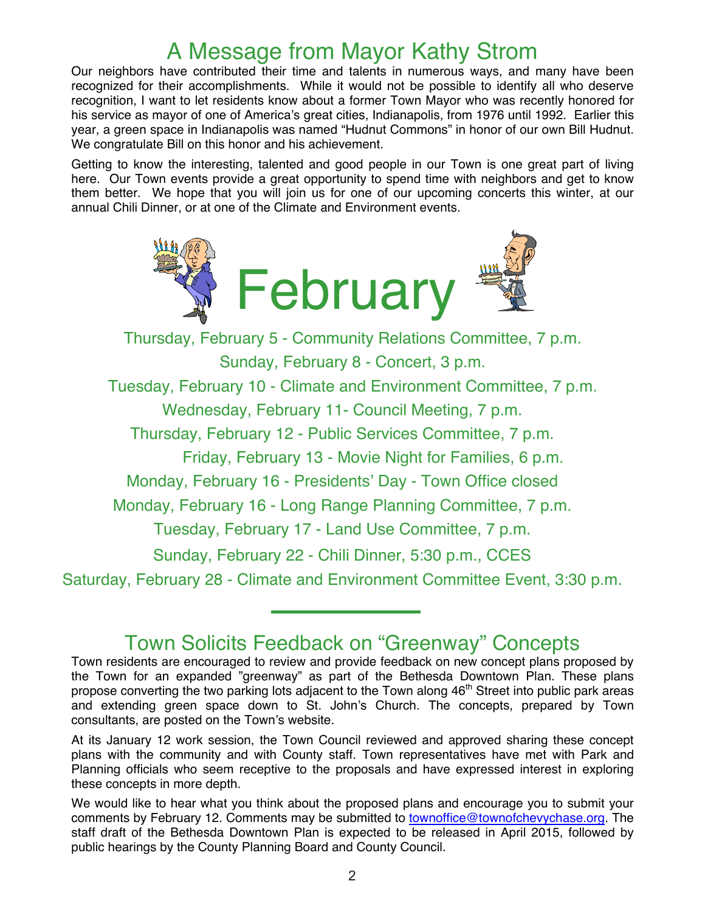# A Message from Mayor Kathy Strom

Our neighbors have contributed their time and talents in numerous ways, and many have been recognized for their accomplishments. While it would not be possible to identify all who deserve recognition, I want to let residents know about a former Town Mayor who was recently honored for his service as mayor of one of America's great cities, Indianapolis, from 1976 until 1992. Earlier this year, a green space in Indianapolis was named "Hudnut Commons" in honor of our own Bill Hudnut. We congratulate Bill on this honor and his achievement.

Getting to know the interesting, talented and good people in our Town is one great part of living here. Our Town events provide a great opportunity to spend time with neighbors and get to know them better. We hope that you will join us for one of our upcoming concerts this winter, at our annual Chili Dinner, or at one of the Climate and Environment events.

# February

Thursday, February 5 - Community Relations Committee, 7 p.m.

Sunday, February 8 - Concert, 3 p.m.

Tuesday, February 10 - Climate and Environment Committee, 7 p.m.

Wednesday, February 11- Council Meeting, 7 p.m.

Thursday, February 12 - Public Services Committee, 7 p.m.

Friday, February 13 - Movie Night for Families, 6 p.m.

Monday, February 16 - Presidents' Day - Town Office closed

Monday, February 16 - Long Range Planning Committee, 7 p.m.

Tuesday, February 17 - Land Use Committee, 7 p.m.

Sunday, February 22 - Chili Dinner, 5:30 p.m., CCES

Saturday, February 28 - Climate and Environment Committee Event, 3:30 p.m.

# Town Solicits Feedback on "Greenway" Concepts

Town residents are encouraged to review and provide feedback on new concept plans proposed by the Town for an expanded "greenway" as part of the Bethesda Downtown Plan. These plans propose converting the two parking lots adjacent to the Town along 46th Street into public park areas and extending green space down to St. John's Church. The concepts, prepared by Town consultants, are posted on the Town's website.

At its January 12 work session, the Town Council reviewed and approved sharing these concept plans with the community and with County staff. Town representatives have met with Park and Planning officials who seem receptive to the proposals and have expressed interest in exploring these concepts in more depth.

We would like to hear what you think about the proposed plans and encourage you to submit your comments by February 12. Comments may be submitted to townoffice@townofchevychase.org. The staff draft of the Bethesda Downtown Plan is expected to be released in April 2015, followed by public hearings by the County Planning Board and County Council.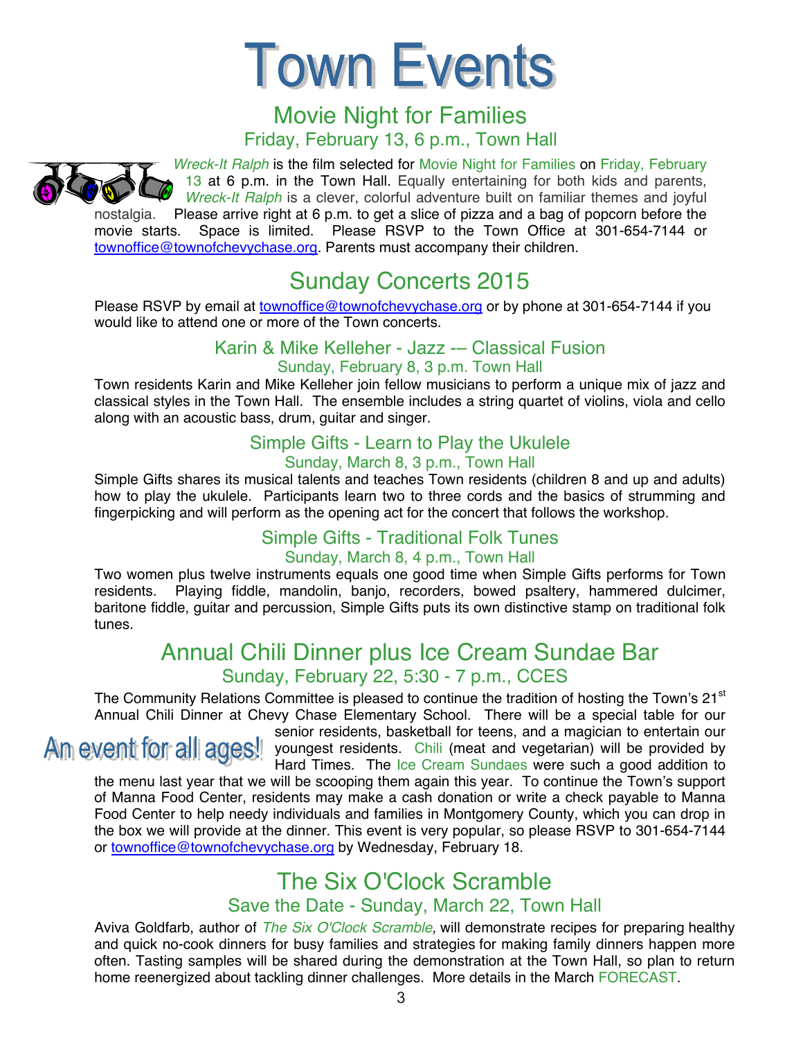# Town Events

## Movie Night for Families

### Friday, February 13, 6 p.m., Town Hall

*Wreck-It Ralph* is the film selected for Movie Night for Families on Friday, February 13 at 6 p.m. in the Town Hall. Equally entertaining for both kids and parents, *Wreck-It Ralph* is a clever, colorful adventure built on familiar themes and joyful nostalgia. Please arrive right at 6 p.m. to get a slice of pizza and a bag of popcorn before the movie starts. Space is limited. Please RSVP to the Town Office at 301-654-7144 or townoffice@townofchevychase.org. Parents must accompany their children.

## Sunday Concerts 2015

Please RSVP by email at townoffice@townofchevychase.org or by phone at 301-654-7144 if you would like to attend one or more of the Town concerts.

### Karin & Mike Kelleher - Jazz -– Classical Fusion

#### Sunday, February 8, 3 p.m. Town Hall

Town residents Karin and Mike Kelleher join fellow musicians to perform a unique mix of jazz and classical styles in the Town Hall. The ensemble includes a string quartet of violins, viola and cello along with an acoustic bass, drum, guitar and singer.

### Simple Gifts - Learn to Play the Ukulele

#### Sunday, March 8, 3 p.m., Town Hall

Simple Gifts shares its musical talents and teaches Town residents (children 8 and up and adults) how to play the ukulele. Participants learn two to three cords and the basics of strumming and fingerpicking and will perform as the opening act for the concert that follows the workshop.

### Simple Gifts - Traditional Folk Tunes

#### Sunday, March 8, 4 p.m., Town Hall

Two women plus twelve instruments equals one good time when Simple Gifts performs for Town residents. Playing fiddle, mandolin, banjo, recorders, bowed psaltery, hammered dulcimer, baritone fiddle, guitar and percussion, Simple Gifts puts its own distinctive stamp on traditional folk tunes.

## Annual Chili Dinner plus Ice Cream Sundae Bar

### Sunday, February 22, 5:30 - 7 p.m., CCES

**An event for all ages!**

The Community Relations Committee is pleased to continue the tradition of hosting the Town's 21st Annual Chili Dinner at Chevy Chase Elementary School. There will be a special table for our senior residents, basketball for teens, and a magician to entertain our youngest residents. Chili (meat and vegetarian) will be provided by Hard Times. The Ice Cream Sundaes were such a good addition to the menu last year that we will be scooping them again this year. To continue the Town's support of Manna Food Center, residents may make a cash donation or write a check payable to Manna Food Center to help needy individuals and families in Montgomery County, which you can drop in the box we will provide at the dinner. This event is very popular, so please RSVP to 301-654-7144 or townoffice@townofchevychase.org by Wednesday, February 18.

## The Six O'Clock Scramble

### Save the Date - Sunday, March 22, Town Hall

Aviva Goldfarb, author of *The Six O'Clock Scramble,* will demonstrate recipes for preparing healthy and quick no-cook dinners for busy families and strategies for making family dinners happen more often. Tasting samples will be shared during the demonstration at the Town Hall, so plan to return home reenergized about tackling dinner challenges. More details in the March FORECAST.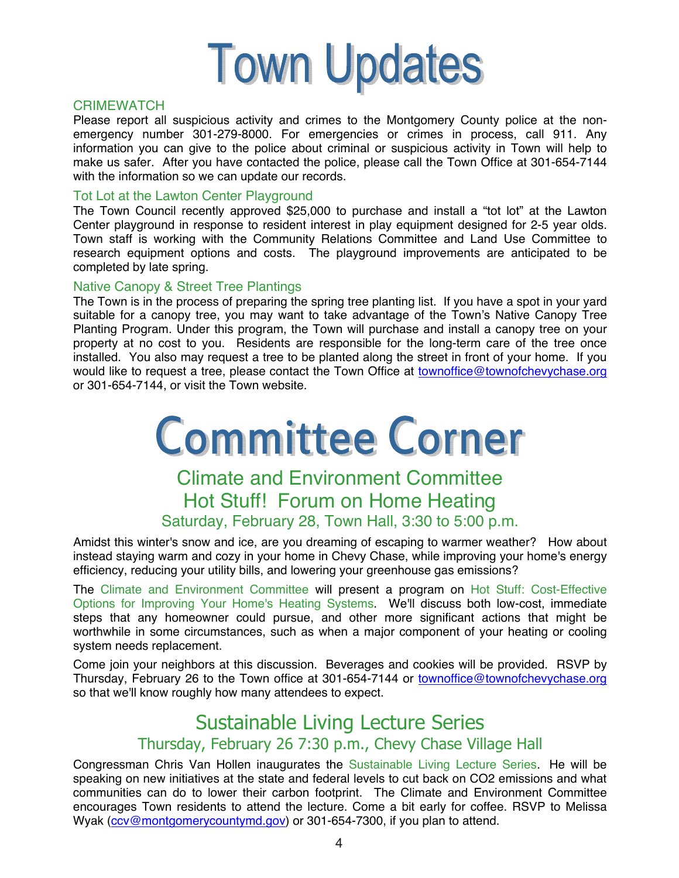# Town Updates

### CRIMEWATCH

Please report all suspicious activity and crimes to the Montgomery County police at the non-emergency number 301-279-8000. For emergencies or crimes in process, call 911. Any information you can give to the police about criminal or suspicious activity in Town will help to make us safer. After you have contacted the police, please call the Town Office at 301-654-7144 with the information so we can update our records.

### Tot Lot at the Lawton Center Playground

The Town Council recently approved $25,000 to purchase and install a "tot lot" at the Lawton Center playground in response to resident interest in play equipment designed for 2-5 year olds. Town staff is working with the Community Relations Committee and Land Use Committee to research equipment options and costs. The playground improvements are anticipated to be completed by late spring.

### Native Canopy & Street Tree Plantings

The Town is in the process of preparing the spring tree planting list. If you have a spot in your yard suitable for a canopy tree, you may want to take advantage of the Town's Native Canopy Tree Planting Program. Under this program, the Town will purchase and install a canopy tree on your property at no cost to you. Residents are responsible for the long-term care of the tree once installed. You also may request a tree to be planted along the street in front of your home. If you would like to request a tree, please contact the Town Office at townoffice@townofchevychase.org or 301-654-7144, or visit the Town website.

# Committee Corner

## Climate and Environment Committee
## Hot Stuff! Forum on Home Heating
### Saturday, February 28, Town Hall, 3:30 to 5:00 p.m.

Amidst this winter's snow and ice, are you dreaming of escaping to warmer weather? How about instead staying warm and cozy in your home in Chevy Chase, while improving your home's energy efficiency, reducing your utility bills, and lowering your greenhouse gas emissions?

The Climate and Environment Committee will present a program on Hot Stuff: Cost-Effective Options for Improving Your Home's Heating Systems. We'll discuss both low-cost, immediate steps that any homeowner could pursue, and other more significant actions that might be worthwhile in some circumstances, such as when a major component of your heating or cooling system needs replacement.

Come join your neighbors at this discussion. Beverages and cookies will be provided. RSVP by Thursday, February 26 to the Town office at 301-654-7144 or townoffice@townofchevychase.org so that we'll know roughly how many attendees to expect.

## Sustainable Living Lecture Series
### Thursday, February 26 7:30 p.m., Chevy Chase Village Hall

Congressman Chris Van Hollen inaugurates the Sustainable Living Lecture Series. He will be speaking on new initiatives at the state and federal levels to cut back on $CO_2$ emissions and what communities can do to lower their carbon footprint. The Climate and Environment Committee encourages Town residents to attend the lecture. Come a bit early for coffee. RSVP to Melissa Wyak (ccv@montgomerycountymd.gov) or 301-654-7300, if you plan to attend.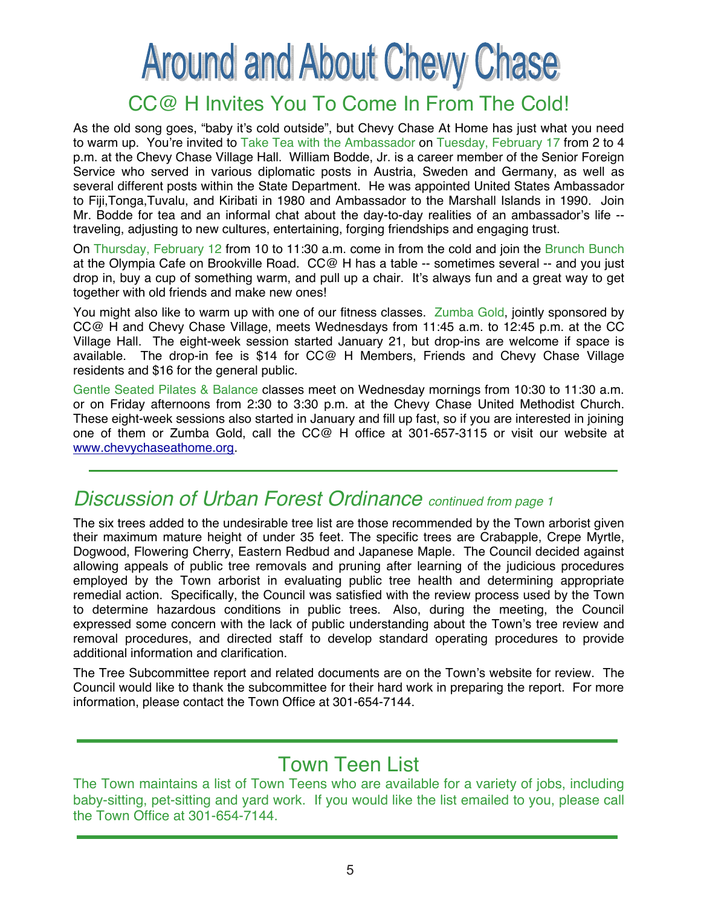# Around and About Chevy Chase

## CC@ H Invites You To Come In From The Cold!

As the old song goes, "baby it's cold outside", but Chevy Chase At Home has just what you need to warm up. You're invited to Take Tea with the Ambassador on Tuesday, February 17 from 2 to 4 p.m. at the Chevy Chase Village Hall. William Bodde, Jr. is a career member of the Senior Foreign Service who served in various diplomatic posts in Austria, Sweden and Germany, as well as several different posts within the State Department. He was appointed United States Ambassador to Fiji,Tonga,Tuvalu, and Kiribati in 1980 and Ambassador to the Marshall Islands in 1990. Join Mr. Bodde for tea and an informal chat about the day-to-day realities of an ambassador's life -- traveling, adjusting to new cultures, entertaining, forging friendships and engaging trust.

On Thursday, February 12 from 10 to 11:30 a.m. come in from the cold and join the Brunch Bunch at the Olympia Cafe on Brookville Road. CC@ H has a table -- sometimes several -- and you just drop in, buy a cup of something warm, and pull up a chair. It's always fun and a great way to get together with old friends and make new ones!

You might also like to warm up with one of our fitness classes. Zumba Gold, jointly sponsored by CC@ H and Chevy Chase Village, meets Wednesdays from 11:45 a.m. to 12:45 p.m. at the CC Village Hall. The eight-week session started January 21, but drop-ins are welcome if space is available. The drop-in fee is $14 for CC@ H Members, Friends and Chevy Chase Village residents and $16 for the general public.

Gentle Seated Pilates & Balance classes meet on Wednesday mornings from 10:30 to 11:30 a.m. or on Friday afternoons from 2:30 to 3:30 p.m. at the Chevy Chase United Methodist Church. These eight-week sessions also started in January and fill up fast, so if you are interested in joining one of them or Zumba Gold, call the CC@ H office at 301-657-3115 or visit our website at www.chevychaseathome.org.

---

## *Discussion of Urban Forest Ordinance* *continued from page 1*

The six trees added to the undesirable tree list are those recommended by the Town arborist given their maximum mature height of under 35 feet. The specific trees are Crabapple, Crepe Myrtle, Dogwood, Flowering Cherry, Eastern Redbud and Japanese Maple. The Council decided against allowing appeals of public tree removals and pruning after learning of the judicious procedures employed by the Town arborist in evaluating public tree health and determining appropriate remedial action. Specifically, the Council was satisfied with the review process used by the Town to determine hazardous conditions in public trees. Also, during the meeting, the Council expressed some concern with the lack of public understanding about the Town's tree review and removal procedures, and directed staff to develop standard operating procedures to provide additional information and clarification.

The Tree Subcommittee report and related documents are on the Town's website for review. The Council would like to thank the subcommittee for their hard work in preparing the report. For more information, please contact the Town Office at 301-654-7144.

---

## Town Teen List

The Town maintains a list of Town Teens who are available for a variety of jobs, including baby-sitting, pet-sitting and yard work. If you would like the list emailed to you, please call the Town Office at 301-654-7144.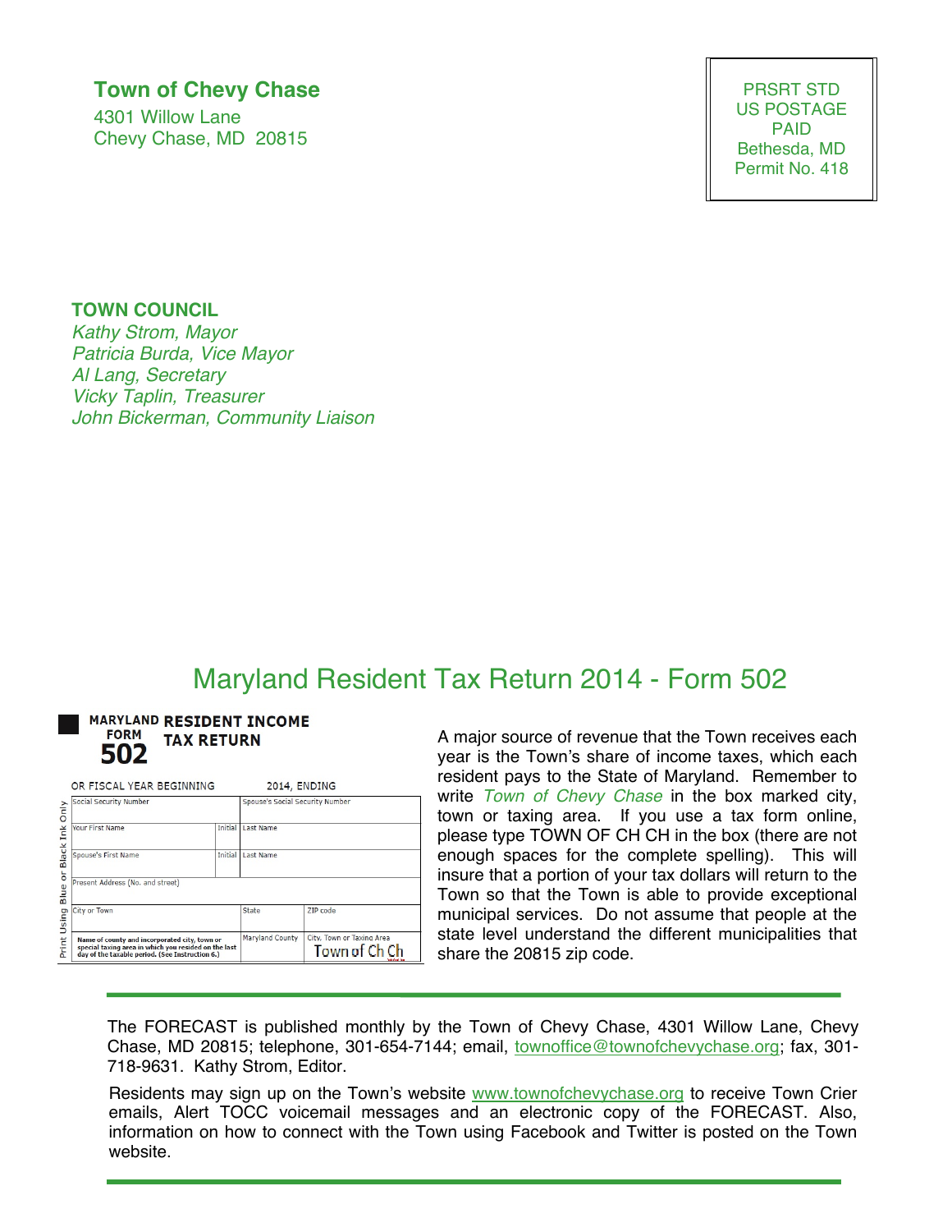**Town of Chevy Chase**
4301 Willow Lane
Chevy Chase, MD 20815

PRSRT STD
US POSTAGE
PAID
Bethesda, MD
Permit No. 418

**TOWN COUNCIL**
*Kathy Strom, Mayor*
*Patricia Burda, Vice Mayor*
*Al Lang, Secretary*
*Vicky Taplin, Treasurer*
*John Bickerman, Community Liaison*

## Maryland Resident Tax Return 2014 - Form 502

MARYLAND FORM 502 RESIDENT INCOME TAX RETURN

OR FISCAL YEAR BEGINNING 2014, ENDING

Print Using Blue or Black Ink Only

| | | | |
|---|---|---|---|
| Social Security Number | | Spouse's Social Security Number | |
| Your First Name | Initial | Last Name | |
| Spouse's First Name | Initial | Last Name | |
| Present Address (No. and street) | | | |
| City or Town | | State | ZIP code |
| Name of county and incorporated city, town or special taxing area in which you resided on the last day of the taxable period. (See Instruction 6.) | | Maryland County | City, Town or Taxing Area: Town of Ch Ch |

A major source of revenue that the Town receives each year is the Town's share of income taxes, which each resident pays to the State of Maryland. Remember to write *Town of Chevy Chase* in the box marked city, town or taxing area. If you use a tax form online, please type TOWN OF CH CH in the box (there are not enough spaces for the complete spelling). This will insure that a portion of your tax dollars will return to the Town so that the Town is able to provide exceptional municipal services. Do not assume that people at the state level understand the different municipalities that share the 20815 zip code.

---

The FORECAST is published monthly by the Town of Chevy Chase, 4301 Willow Lane, Chevy Chase, MD 20815; telephone, 301-654-7144; email, townoffice@townofchevychase.org; fax, 301-718-9631. Kathy Strom, Editor.

Residents may sign up on the Town's website www.townofchevychase.org to receive Town Crier emails, Alert TOCC voicemail messages and an electronic copy of the FORECAST. Also, information on how to connect with the Town using Facebook and Twitter is posted on the Town website.